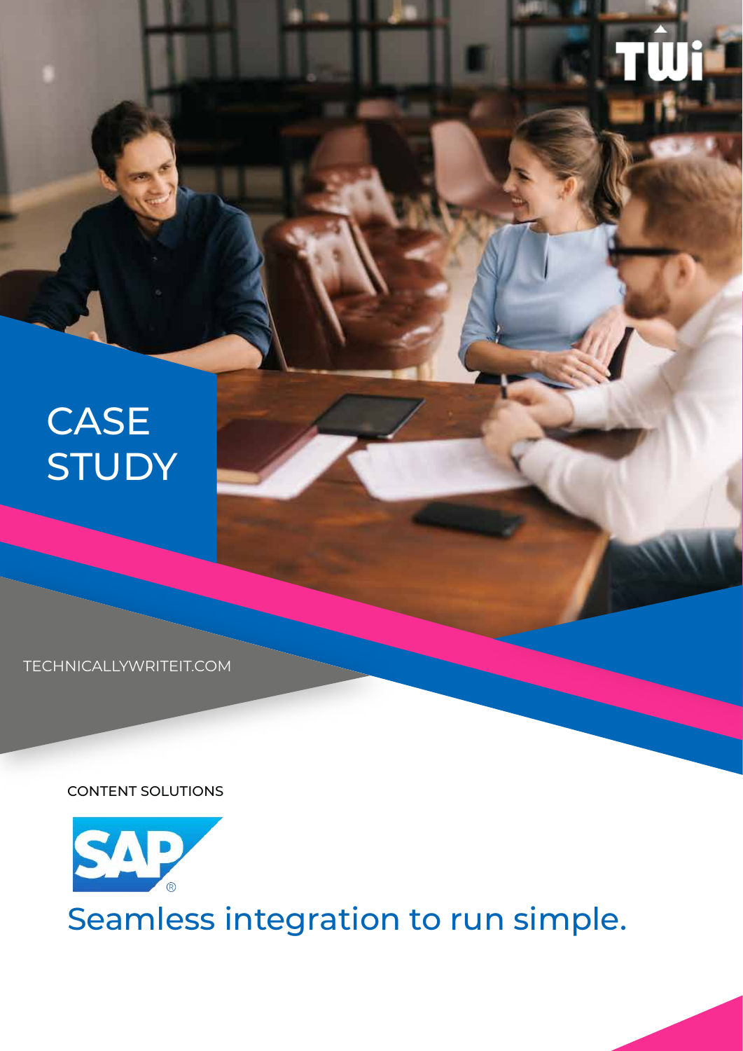# CASE STUDY

TECHNICALLYWRITEIT.COM

CONTENT SOLUTIONS

SAP®

## Seamless integration to run simple.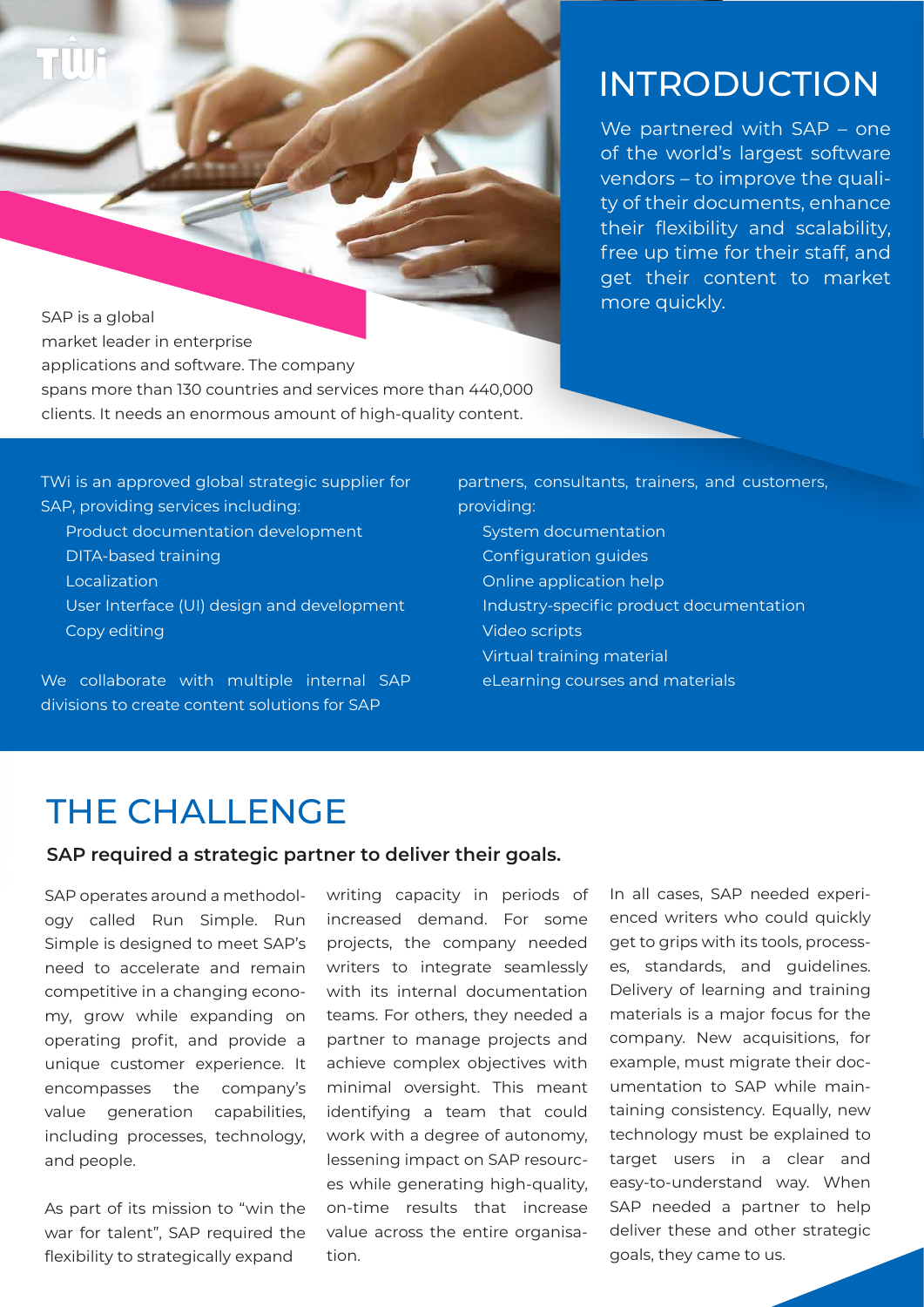# INTRODUCTION

We partnered with SAP – one of the world's largest software vendors – to improve the quality of their documents, enhance their flexibility and scalability, free up time for their staff, and get their content to market more quickly.

SAP is a global market leader in enterprise applications and software. The company spans more than 130 countries and services more than 440,000 clients. It needs an enormous amount of high-quality content.

TWi is an approved global strategic supplier for SAP, providing services including:

- Product documentation development
- DITA-based training
- Localization
- User Interface (UI) design and development
- Copy editing

We collaborate with multiple internal SAP divisions to create content solutions for SAP partners, consultants, trainers, and customers, providing:

- System documentation
- Configuration guides
- Online application help
- Industry-specific product documentation
- Video scripts
- Virtual training material
- eLearning courses and materials

# THE CHALLENGE

**SAP required a strategic partner to deliver their goals.**

SAP operates around a methodology called Run Simple. Run Simple is designed to meet SAP's need to accelerate and remain competitive in a changing economy, grow while expanding on operating profit, and provide a unique customer experience. It encompasses the company's value generation capabilities, including processes, technology, and people.

As part of its mission to "win the war for talent", SAP required the flexibility to strategically expand writing capacity in periods of increased demand. For some projects, the company needed writers to integrate seamlessly with its internal documentation teams. For others, they needed a partner to manage projects and achieve complex objectives with minimal oversight. This meant identifying a team that could work with a degree of autonomy, lessening impact on SAP resources while generating high-quality, on-time results that increase value across the entire organisation.

In all cases, SAP needed experienced writers who could quickly get to grips with its tools, processes, standards, and guidelines. Delivery of learning and training materials is a major focus for the company. New acquisitions, for example, must migrate their documentation to SAP while maintaining consistency. Equally, new technology must be explained to target users in a clear and easy-to-understand way. When SAP needed a partner to help deliver these and other strategic goals, they came to us.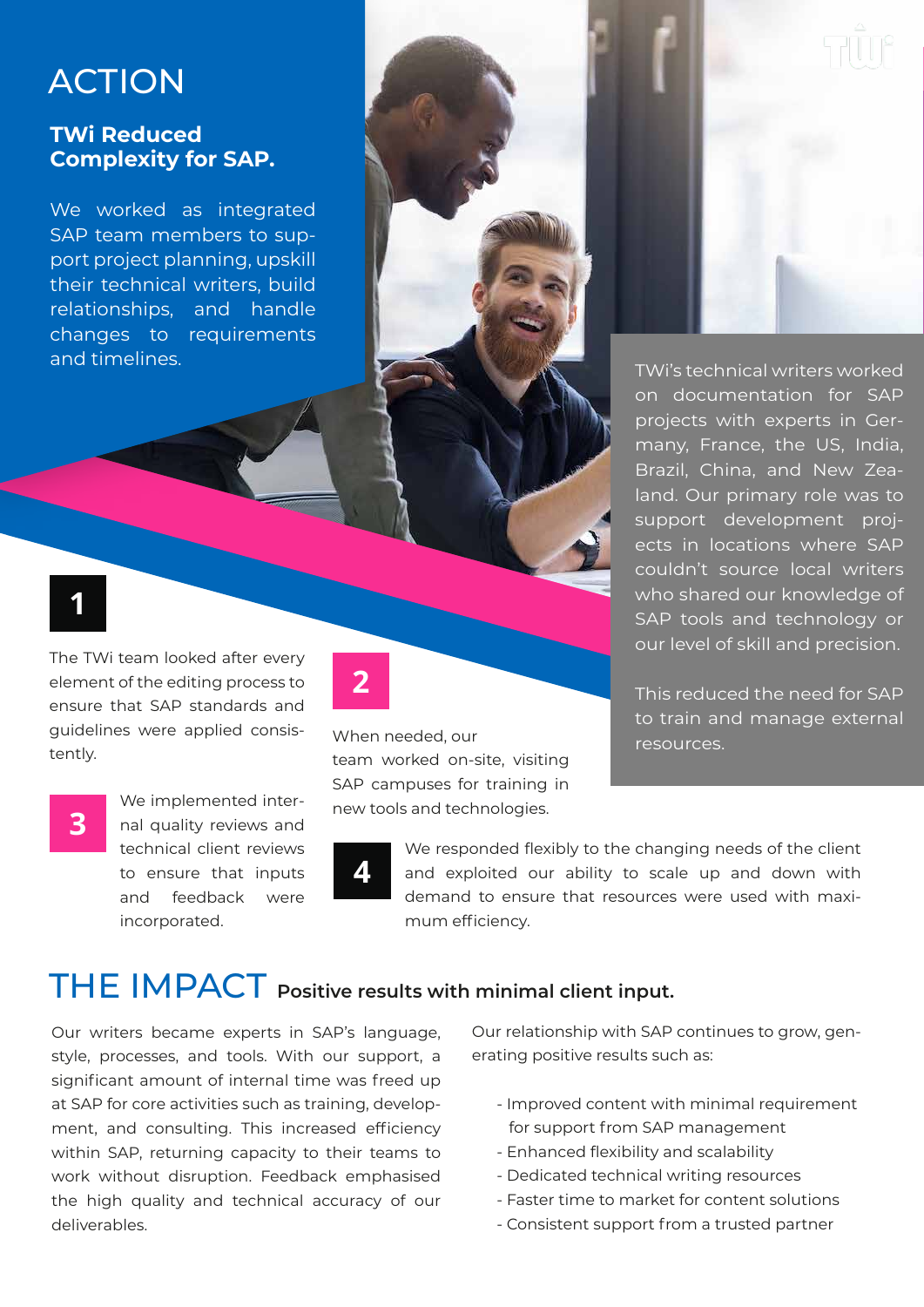# ACTION

## TWi Reduced Complexity for SAP.

We worked as integrated SAP team members to support project planning, upskill their technical writers, build relationships, and handle changes to requirements and timelines.

TWi's technical writers worked on documentation for SAP projects with experts in Germany, France, the US, India, Brazil, China, and New Zealand. Our primary role was to support development projects in locations where SAP couldn't source local writers who shared our knowledge of SAP tools and technology or our level of skill and precision.

This reduced the need for SAP to train and manage external resources.

**1**

The TWi team looked after every element of the editing process to ensure that SAP standards and guidelines were applied consistently.

**2**

When needed, our team worked on-site, visiting SAP campuses for training in new tools and technologies.

**3**

We implemented internal quality reviews and technical client reviews to ensure that inputs and feedback were incorporated.

**4**

We responded flexibly to the changing needs of the client and exploited our ability to scale up and down with demand to ensure that resources were used with maximum efficiency.

# THE IMPACT **Positive results with minimal client input.**

Our writers became experts in SAP's language, style, processes, and tools. With our support, a significant amount of internal time was freed up at SAP for core activities such as training, development, and consulting. This increased efficiency within SAP, returning capacity to their teams to work without disruption. Feedback emphasised the high quality and technical accuracy of our deliverables.

Our relationship with SAP continues to grow, generating positive results such as:

- Improved content with minimal requirement for support from SAP management
- Enhanced flexibility and scalability
- Dedicated technical writing resources
- Faster time to market for content solutions
- Consistent support from a trusted partner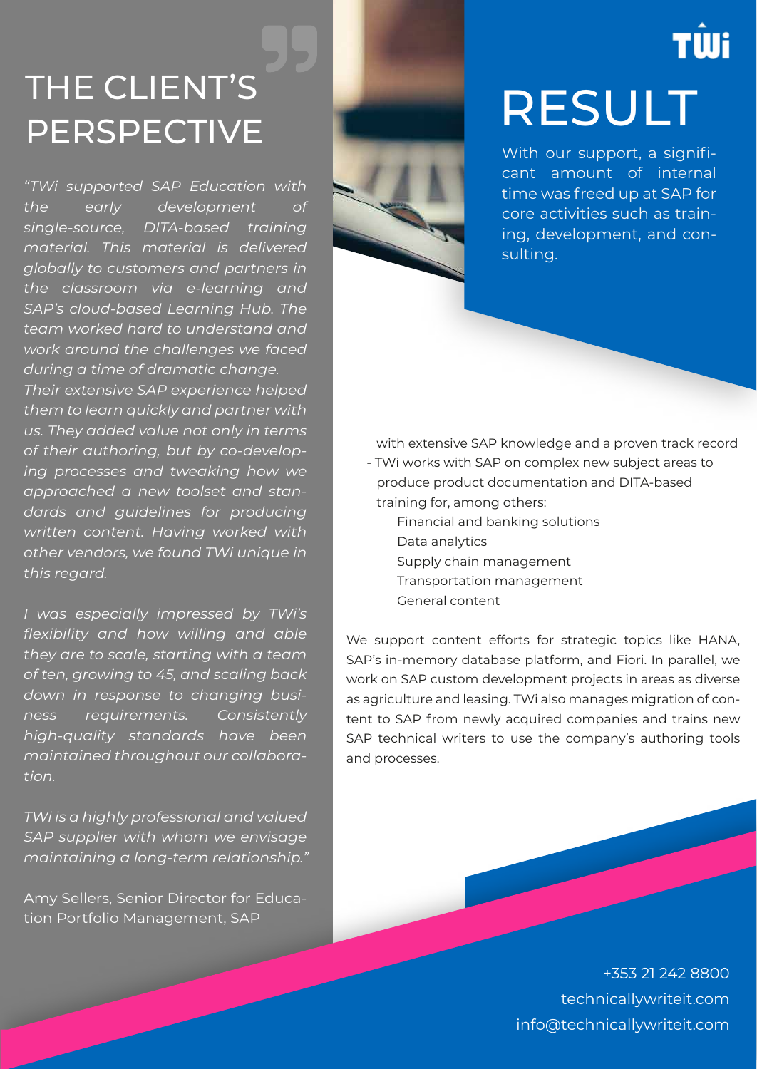## THE CLIENT'S PERSPECTIVE

*"TWi supported SAP Education with the early development of single-source, DITA-based training material. This material is delivered globally to customers and partners in the classroom via e-learning and SAP's cloud-based Learning Hub. The team worked hard to understand and work around the challenges we faced during a time of dramatic change.*
*Their extensive SAP experience helped them to learn quickly and partner with us. They added value not only in terms of their authoring, but by co-developing processes and tweaking how we approached a new toolset and standards and guidelines for producing written content. Having worked with other vendors, we found TWi unique in this regard.*

*I was especially impressed by TWi's flexibility and how willing and able they are to scale, starting with a team of ten, growing to 45, and scaling back down in response to changing business requirements. Consistently high-quality standards have been maintained throughout our collaboration.*

*TWi is a highly professional and valued SAP supplier with whom we envisage maintaining a long-term relationship."*

Amy Sellers, Senior Director for Education Portfolio Management, SAP

# RESULT

With our support, a significant amount of internal time was freed up at SAP for core activities such as training, development, and consulting.

with extensive SAP knowledge and a proven track record

- TWi works with SAP on complex new subject areas to produce product documentation and DITA-based training for, among others:
  - Financial and banking solutions
  - Data analytics
  - Supply chain management
  - Transportation management
  - General content

We support content efforts for strategic topics like HANA, SAP's in-memory database platform, and Fiori. In parallel, we work on SAP custom development projects in areas as diverse as agriculture and leasing. TWi also manages migration of content to SAP from newly acquired companies and trains new SAP technical writers to use the company's authoring tools and processes.

+353 21 242 8800
technicallywriteit.com
info@technicallywriteit.com